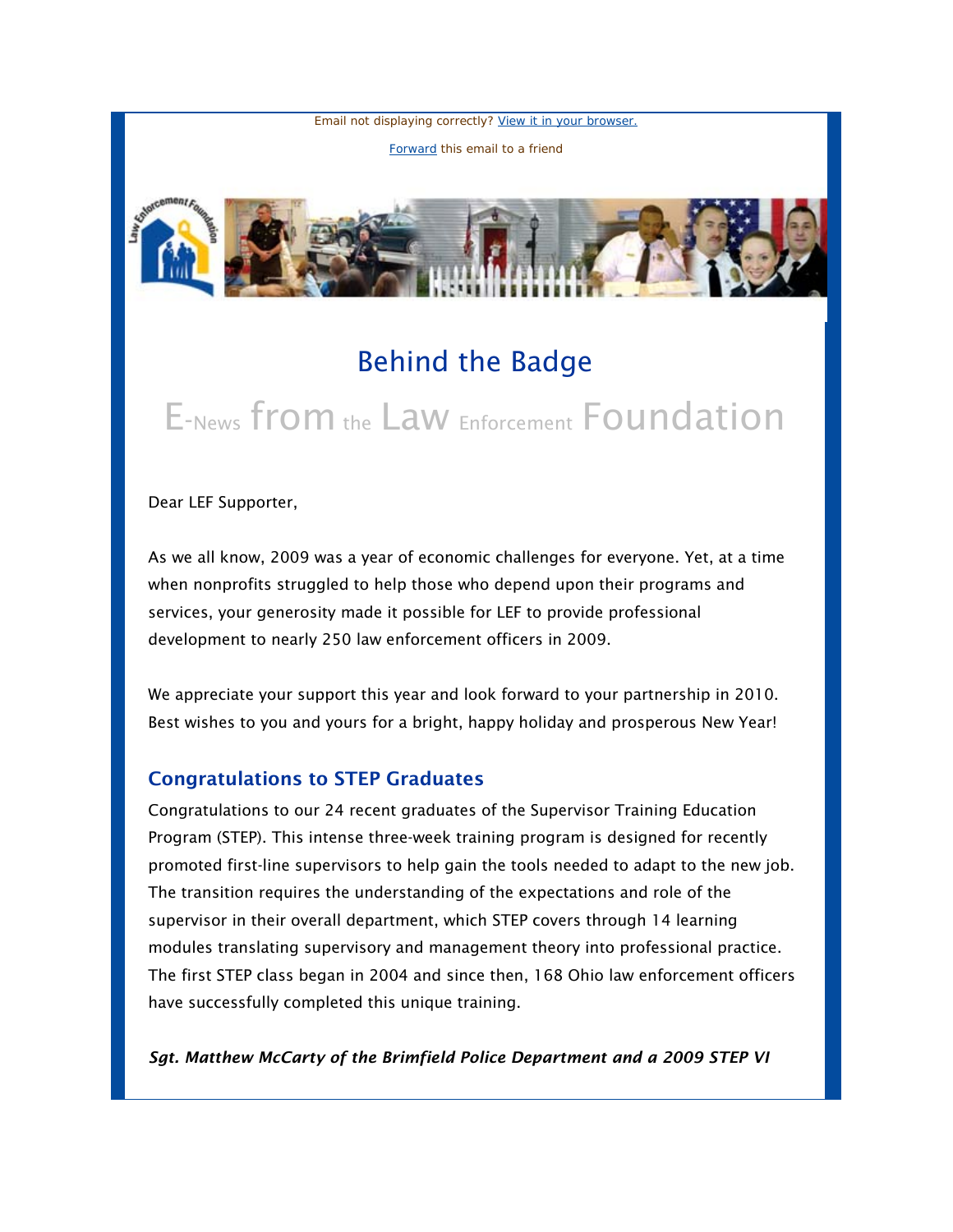Email not displaying correctly? View it in your browser.

Forward this email to a friend

# Behind the Badge

## E-News from the Law Enforcement Foundation

Dear LEF Supporter,

As we all know, 2009 was a year of economic challenges for everyone. Yet, at a time when nonprofits struggled to help those who depend upon their programs and services, your generosity made it possible for LEF to provide professional development to nearly 250 law enforcement officers in 2009.

We appreciate your support this year and look forward to your partnership in 2010. Best wishes to you and yours for a bright, happy holiday and prosperous New Year!

### Congratulations to STEP Graduates

Congratulations to our 24 recent graduates of the Supervisor Training Education Program (STEP). This intense three-week training program is designed for recently promoted first-line supervisors to help gain the tools needed to adapt to the new job. The transition requires the understanding of the expectations and role of the supervisor in their overall department, which STEP covers through 14 learning modules translating supervisory and management theory into professional practice. The first STEP class began in 2004 and since then, 168 Ohio law enforcement officers have successfully completed this unique training.

***Sgt. Matthew McCarty of the Brimfield Police Department and a 2009 STEP VI***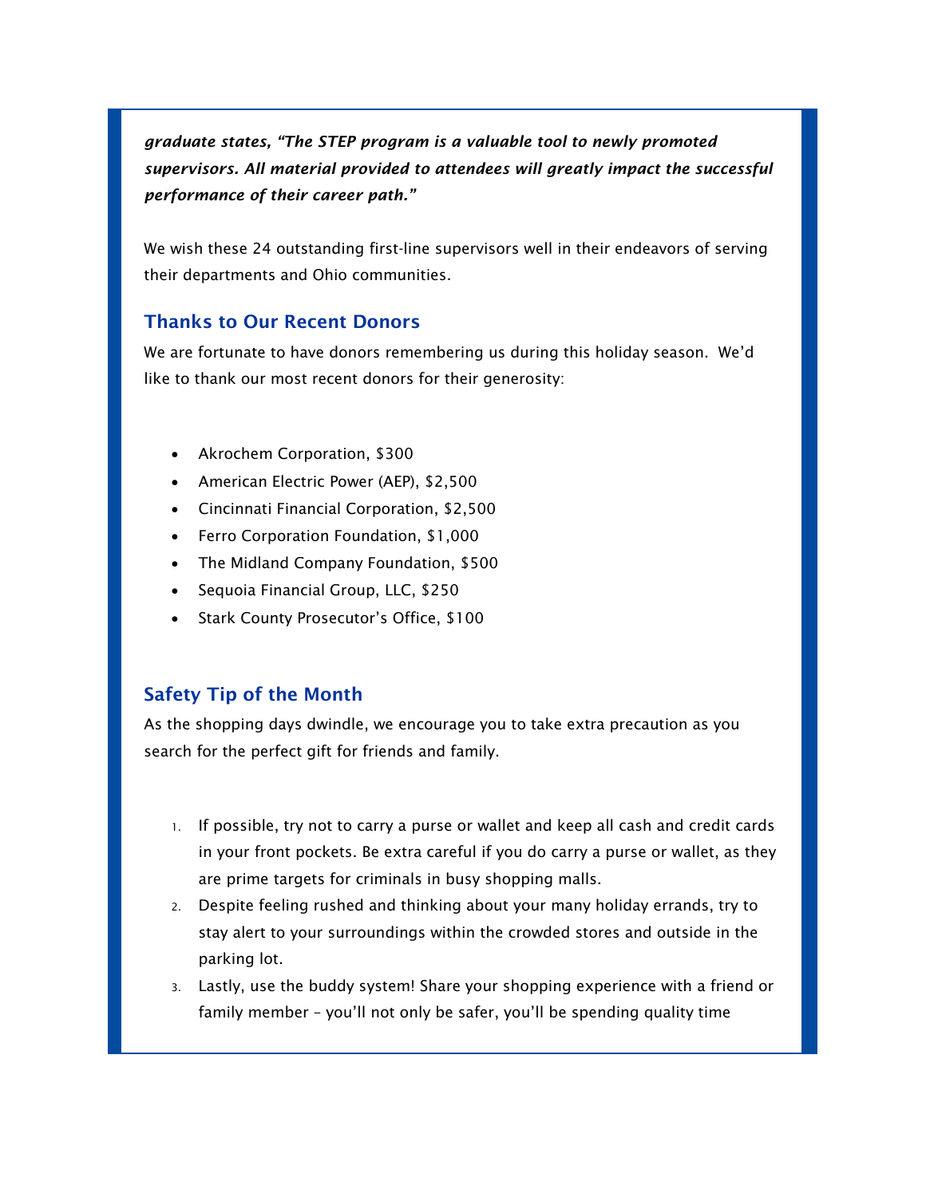***graduate states, "The STEP program is a valuable tool to newly promoted supervisors. All material provided to attendees will greatly impact the successful performance of their career path."***

We wish these 24 outstanding first-line supervisors well in their endeavors of serving their departments and Ohio communities.

## Thanks to Our Recent Donors

We are fortunate to have donors remembering us during this holiday season. We'd like to thank our most recent donors for their generosity:

- Akrochem Corporation, $300
- American Electric Power (AEP), $2,500
- Cincinnati Financial Corporation, $2,500
- Ferro Corporation Foundation, $1,000
- The Midland Company Foundation, $500
- Sequoia Financial Group, LLC, $250
- Stark County Prosecutor's Office, $100

## Safety Tip of the Month

As the shopping days dwindle, we encourage you to take extra precaution as you search for the perfect gift for friends and family.

1. If possible, try not to carry a purse or wallet and keep all cash and credit cards in your front pockets. Be extra careful if you do carry a purse or wallet, as they are prime targets for criminals in busy shopping malls.
2. Despite feeling rushed and thinking about your many holiday errands, try to stay alert to your surroundings within the crowded stores and outside in the parking lot.
3. Lastly, use the buddy system! Share your shopping experience with a friend or family member – you'll not only be safer, you'll be spending quality time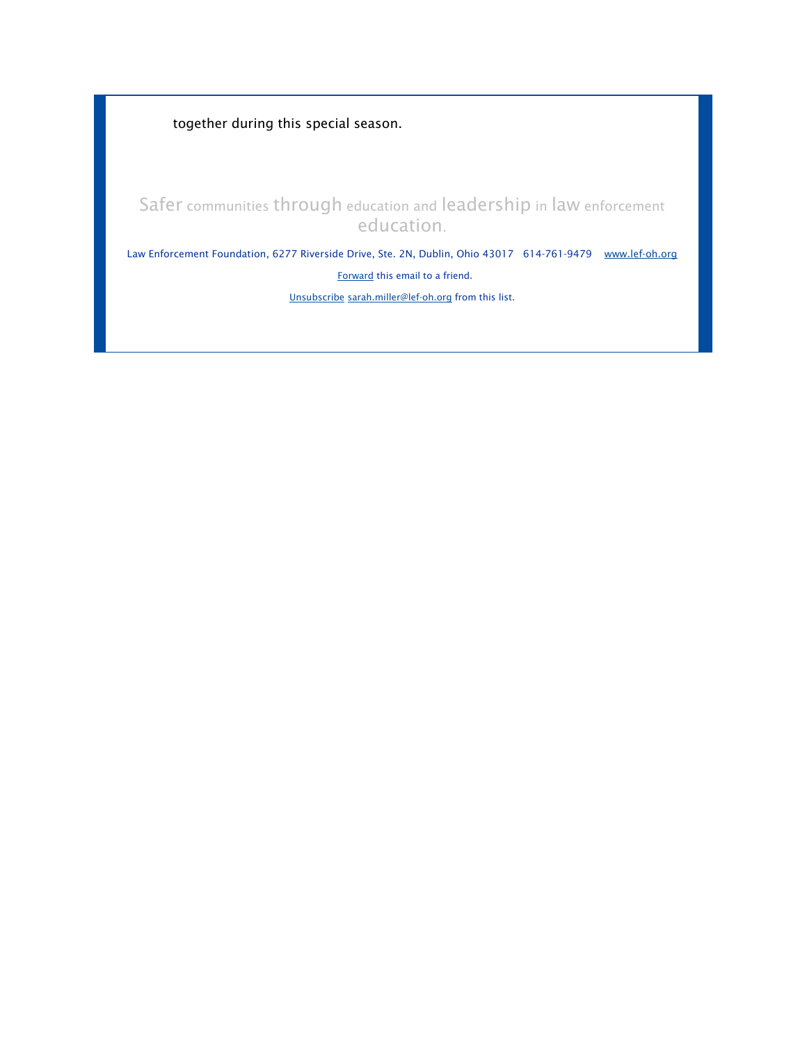together during this special season.

Safer communities through education and leadership in law enforcement education.

Law Enforcement Foundation, 6277 Riverside Drive, Ste. 2N, Dublin, Ohio 43017   614-761-9479   www.lef-oh.org

Forward this email to a friend.

Unsubscribe sarah.miller@lef-oh.org from this list.